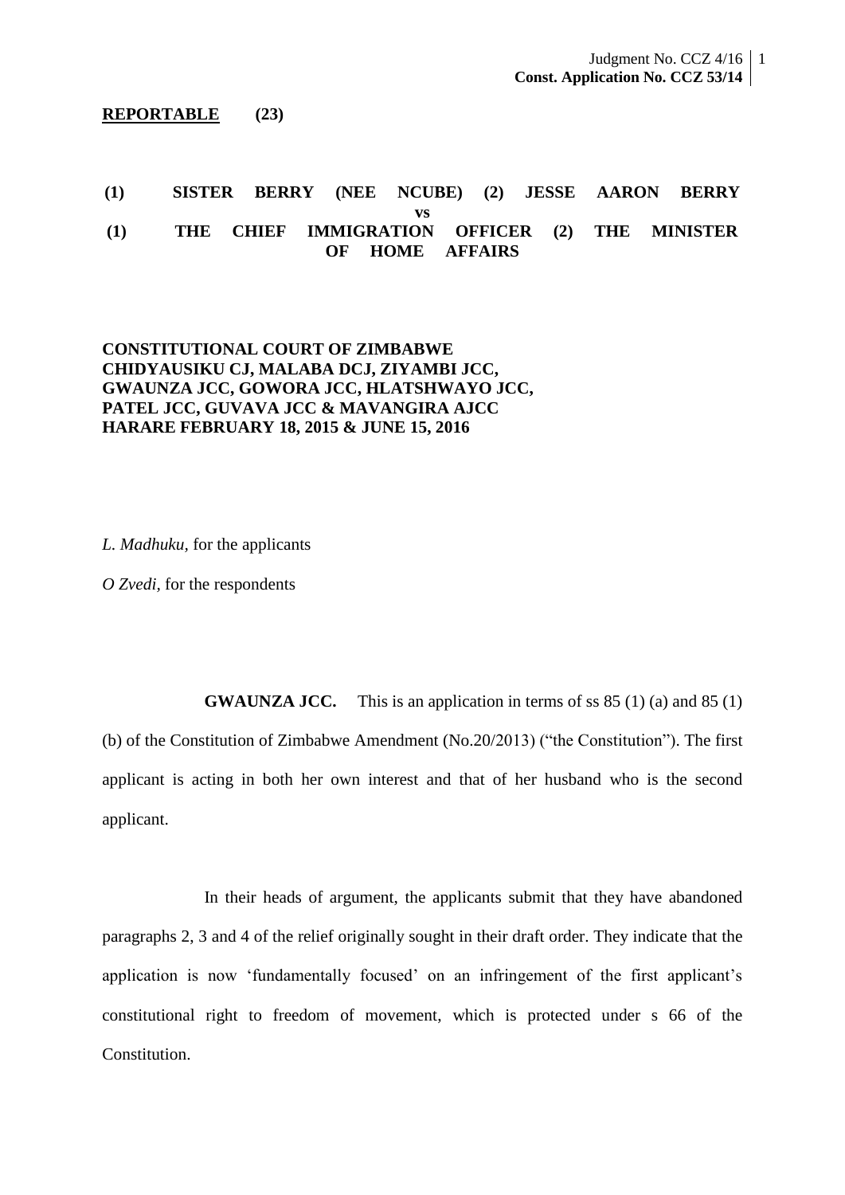**REPORTABLE (23)**

**(1) SISTER BERRY (NEE NCUBE) (2) JESSE AARON BERRY**

**vs**

**(1) THE CHIEF IMMIGRATION OFFICER (2) THE MINISTER OF HOME AFFAIRS**

**CONSTITUTIONAL COURT OF ZIMBABWE**
**CHIDYAUSIKU CJ, MALABA DCJ, ZIYAMBI JCC, GWAUNZA JCC, GOWORA JCC, HLATSHWAYO JCC, PATEL JCC, GUVAVA JCC & MAVANGIRA AJCC**
**HARARE FEBRUARY 18, 2015 & JUNE 15, 2016**

*L. Madhuku*, for the applicants

*O Zvedi*, for the respondents

**GWAUNZA JCC.** This is an application in terms of ss 85 (1) (a) and 85 (1) (b) of the Constitution of Zimbabwe Amendment (No.20/2013) ("the Constitution"). The first applicant is acting in both her own interest and that of her husband who is the second applicant.

In their heads of argument, the applicants submit that they have abandoned paragraphs 2, 3 and 4 of the relief originally sought in their draft order. They indicate that the application is now 'fundamentally focused' on an infringement of the first applicant's constitutional right to freedom of movement, which is protected under s 66 of the Constitution.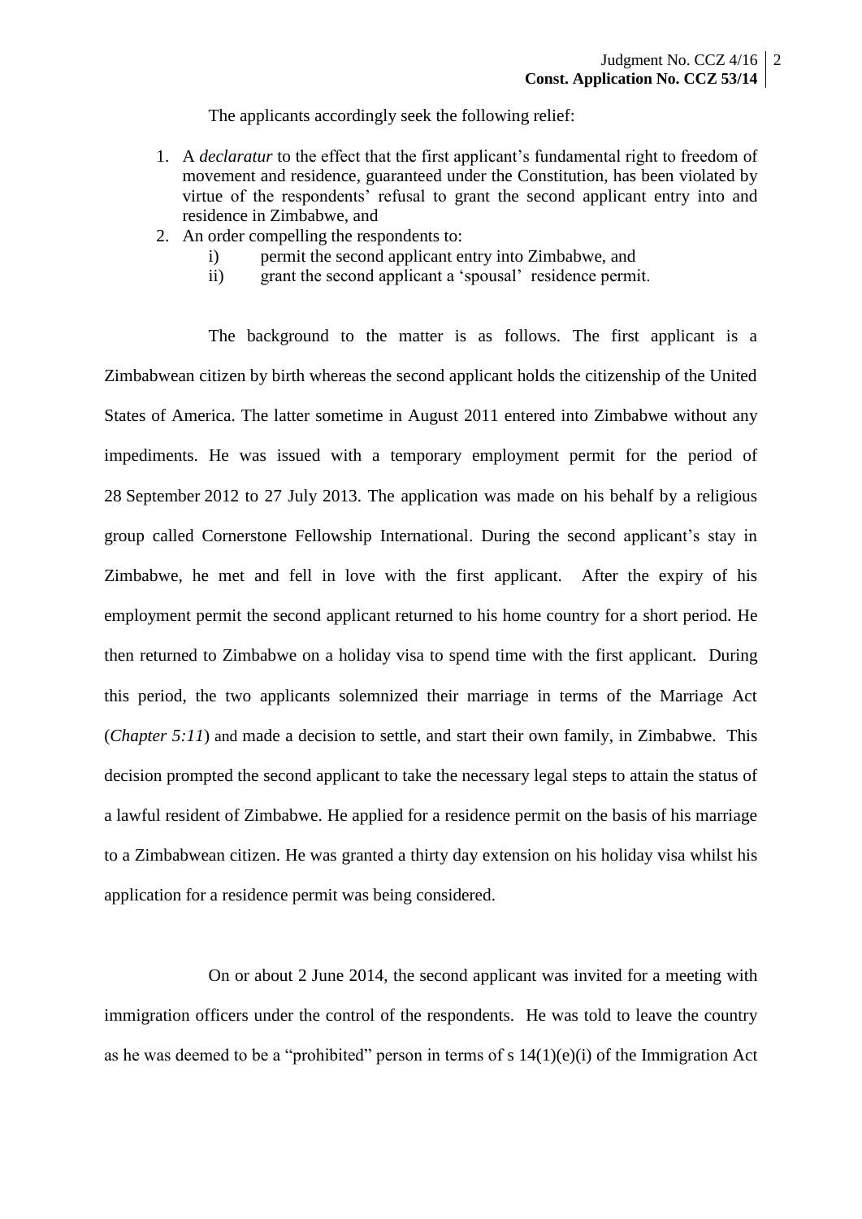The applicants accordingly seek the following relief:

1. A *declaratur* to the effect that the first applicant's fundamental right to freedom of movement and residence, guaranteed under the Constitution, has been violated by virtue of the respondents' refusal to grant the second applicant entry into and residence in Zimbabwe, and
2. An order compelling the respondents to:
   i) permit the second applicant entry into Zimbabwe, and
   ii) grant the second applicant a 'spousal' residence permit.

The background to the matter is as follows. The first applicant is a Zimbabwean citizen by birth whereas the second applicant holds the citizenship of the United States of America. The latter sometime in August 2011 entered into Zimbabwe without any impediments. He was issued with a temporary employment permit for the period of 28 September 2012 to 27 July 2013. The application was made on his behalf by a religious group called Cornerstone Fellowship International. During the second applicant's stay in Zimbabwe, he met and fell in love with the first applicant. After the expiry of his employment permit the second applicant returned to his home country for a short period. He then returned to Zimbabwe on a holiday visa to spend time with the first applicant. During this period, the two applicants solemnized their marriage in terms of the Marriage Act (*Chapter 5:11*) and made a decision to settle, and start their own family, in Zimbabwe. This decision prompted the second applicant to take the necessary legal steps to attain the status of a lawful resident of Zimbabwe. He applied for a residence permit on the basis of his marriage to a Zimbabwean citizen. He was granted a thirty day extension on his holiday visa whilst his application for a residence permit was being considered.

On or about 2 June 2014, the second applicant was invited for a meeting with immigration officers under the control of the respondents. He was told to leave the country as he was deemed to be a "prohibited" person in terms of s 14(1)(e)(i) of the Immigration Act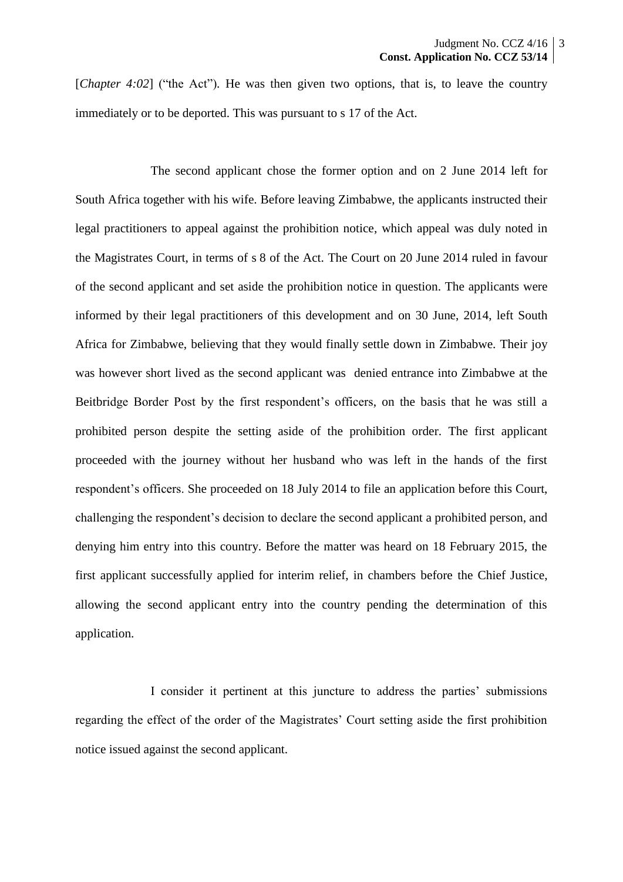[*Chapter 4:02*] ("the Act"). He was then given two options, that is, to leave the country immediately or to be deported. This was pursuant to s 17 of the Act.

The second applicant chose the former option and on 2 June 2014 left for South Africa together with his wife. Before leaving Zimbabwe, the applicants instructed their legal practitioners to appeal against the prohibition notice, which appeal was duly noted in the Magistrates Court, in terms of s 8 of the Act. The Court on 20 June 2014 ruled in favour of the second applicant and set aside the prohibition notice in question. The applicants were informed by their legal practitioners of this development and on 30 June, 2014, left South Africa for Zimbabwe, believing that they would finally settle down in Zimbabwe. Their joy was however short lived as the second applicant was denied entrance into Zimbabwe at the Beitbridge Border Post by the first respondent's officers, on the basis that he was still a prohibited person despite the setting aside of the prohibition order. The first applicant proceeded with the journey without her husband who was left in the hands of the first respondent's officers. She proceeded on 18 July 2014 to file an application before this Court, challenging the respondent's decision to declare the second applicant a prohibited person, and denying him entry into this country. Before the matter was heard on 18 February 2015, the first applicant successfully applied for interim relief, in chambers before the Chief Justice, allowing the second applicant entry into the country pending the determination of this application.

I consider it pertinent at this juncture to address the parties' submissions regarding the effect of the order of the Magistrates' Court setting aside the first prohibition notice issued against the second applicant.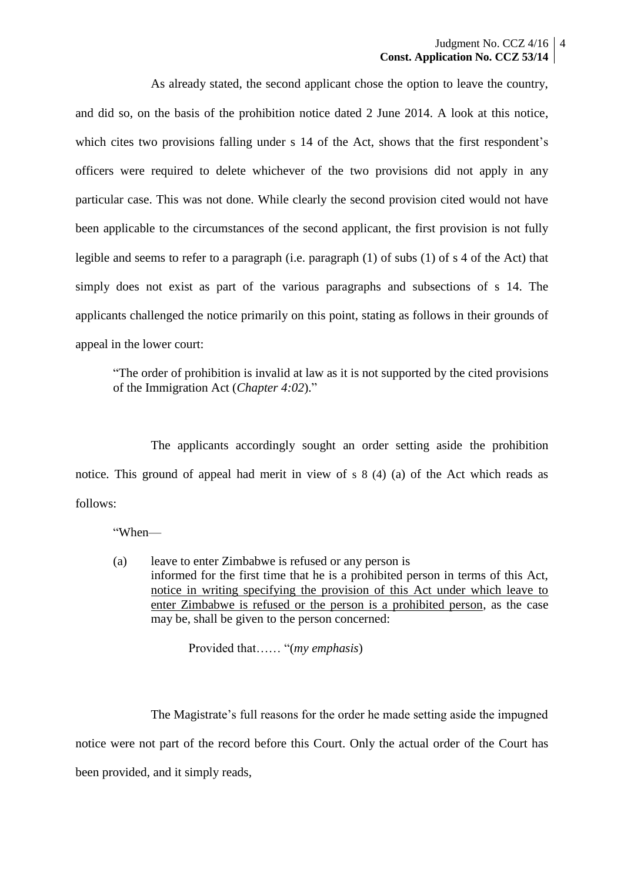As already stated, the second applicant chose the option to leave the country, and did so, on the basis of the prohibition notice dated 2 June 2014. A look at this notice, which cites two provisions falling under s 14 of the Act, shows that the first respondent's officers were required to delete whichever of the two provisions did not apply in any particular case. This was not done. While clearly the second provision cited would not have been applicable to the circumstances of the second applicant, the first provision is not fully legible and seems to refer to a paragraph (i.e. paragraph (1) of subs (1) of s 4 of the Act) that simply does not exist as part of the various paragraphs and subsections of s 14. The applicants challenged the notice primarily on this point, stating as follows in their grounds of appeal in the lower court:

> "The order of prohibition is invalid at law as it is not supported by the cited provisions of the Immigration Act (*Chapter 4:02*)."

The applicants accordingly sought an order setting aside the prohibition notice. This ground of appeal had merit in view of s 8 (4) (a) of the Act which reads as follows:

> "When—
>
> (a) leave to enter Zimbabwe is refused or any person is informed for the first time that he is a prohibited person in terms of this Act, <u>notice in writing specifying the provision of this Act under which leave to enter Zimbabwe is refused or the person is a prohibited person</u>, as the case may be, shall be given to the person concerned:
>
> Provided that…… "(*my emphasis*)

The Magistrate's full reasons for the order he made setting aside the impugned notice were not part of the record before this Court. Only the actual order of the Court has been provided, and it simply reads,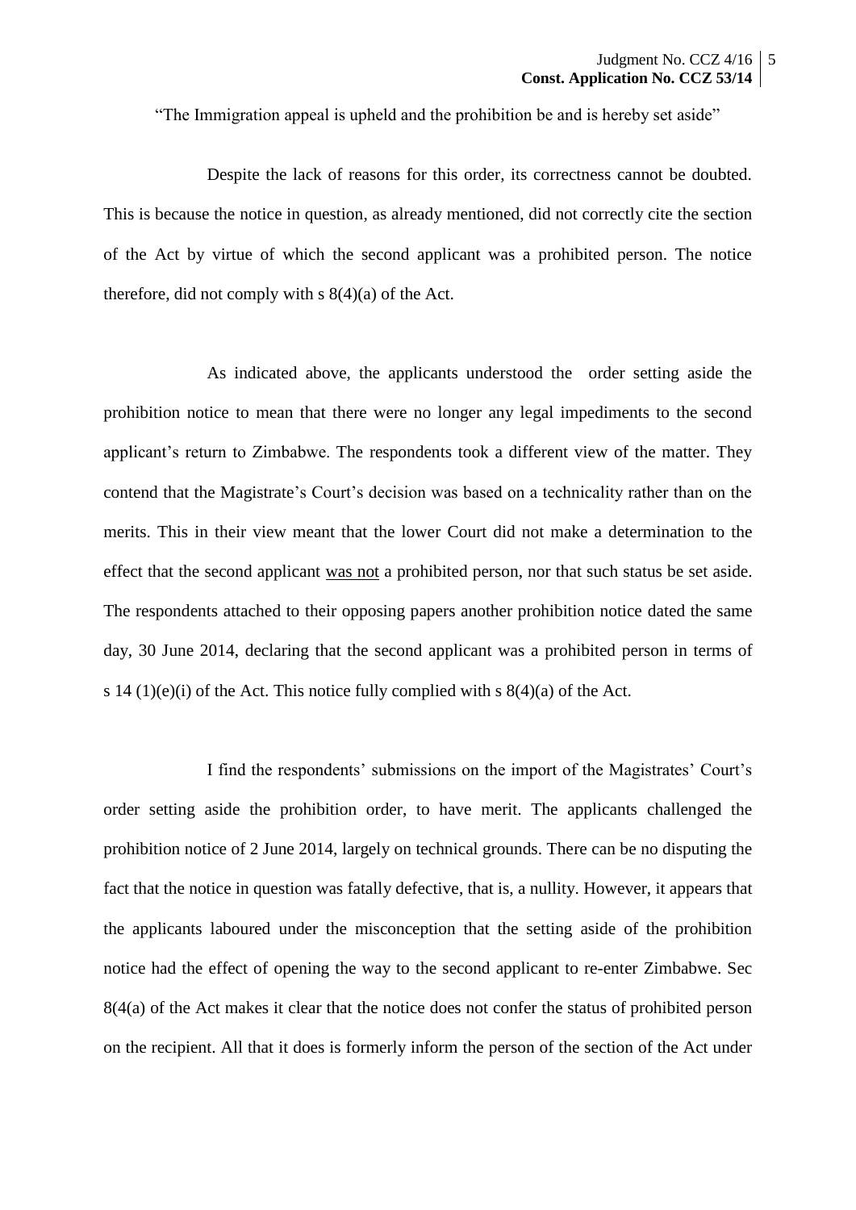"The Immigration appeal is upheld and the prohibition be and is hereby set aside"

Despite the lack of reasons for this order, its correctness cannot be doubted. This is because the notice in question, as already mentioned, did not correctly cite the section of the Act by virtue of which the second applicant was a prohibited person. The notice therefore, did not comply with s 8(4)(a) of the Act.

As indicated above, the applicants understood the order setting aside the prohibition notice to mean that there were no longer any legal impediments to the second applicant's return to Zimbabwe. The respondents took a different view of the matter. They contend that the Magistrate's Court's decision was based on a technicality rather than on the merits. This in their view meant that the lower Court did not make a determination to the effect that the second applicant <u>was not</u> a prohibited person, nor that such status be set aside. The respondents attached to their opposing papers another prohibition notice dated the same day, 30 June 2014, declaring that the second applicant was a prohibited person in terms of s 14 (1)(e)(i) of the Act. This notice fully complied with s 8(4)(a) of the Act.

I find the respondents' submissions on the import of the Magistrates' Court's order setting aside the prohibition order, to have merit. The applicants challenged the prohibition notice of 2 June 2014, largely on technical grounds. There can be no disputing the fact that the notice in question was fatally defective, that is, a nullity. However, it appears that the applicants laboured under the misconception that the setting aside of the prohibition notice had the effect of opening the way to the second applicant to re-enter Zimbabwe. Sec 8(4(a) of the Act makes it clear that the notice does not confer the status of prohibited person on the recipient. All that it does is formerly inform the person of the section of the Act under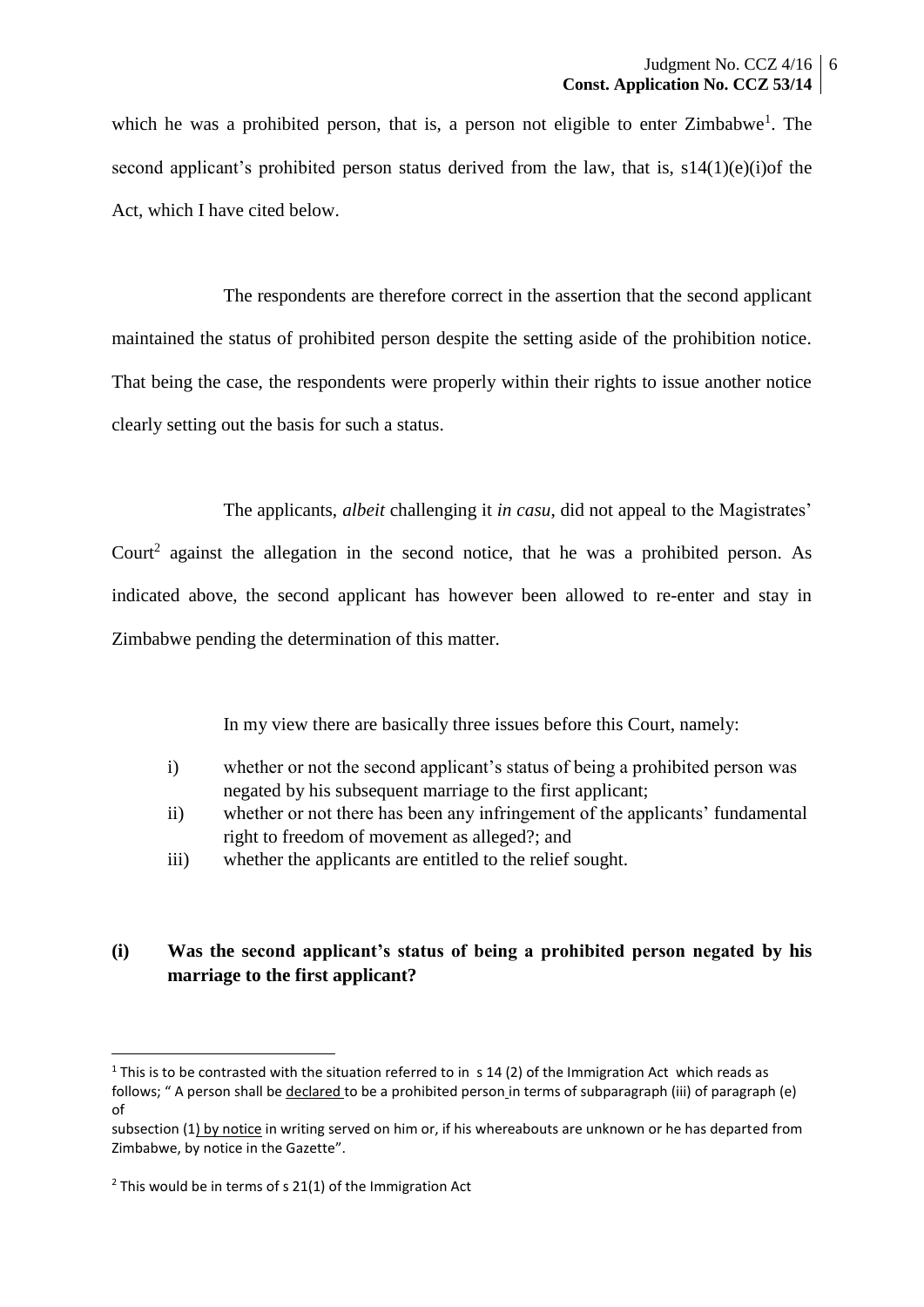which he was a prohibited person, that is, a person not eligible to enter Zimbabwe[1]. The second applicant's prohibited person status derived from the law, that is, s14(1)(e)(i)of the Act, which I have cited below.

The respondents are therefore correct in the assertion that the second applicant maintained the status of prohibited person despite the setting aside of the prohibition notice. That being the case, the respondents were properly within their rights to issue another notice clearly setting out the basis for such a status.

The applicants, *albeit* challenging it *in casu*, did not appeal to the Magistrates' Court[2] against the allegation in the second notice, that he was a prohibited person. As indicated above, the second applicant has however been allowed to re-enter and stay in Zimbabwe pending the determination of this matter.

In my view there are basically three issues before this Court, namely:

i) whether or not the second applicant's status of being a prohibited person was negated by his subsequent marriage to the first applicant;
ii) whether or not there has been any infringement of the applicants' fundamental right to freedom of movement as alleged?; and
iii) whether the applicants are entitled to the relief sought.

**(i) Was the second applicant's status of being a prohibited person negated by his marriage to the first applicant?**

---

[1] This is to be contrasted with the situation referred to in s 14 (2) of the Immigration Act which reads as follows; " A person shall be declared to be a prohibited person in terms of subparagraph (iii) of paragraph (e) of subsection (1) by notice in writing served on him or, if his whereabouts are unknown or he has departed from Zimbabwe, by notice in the Gazette".

[2] This would be in terms of s 21(1) of the Immigration Act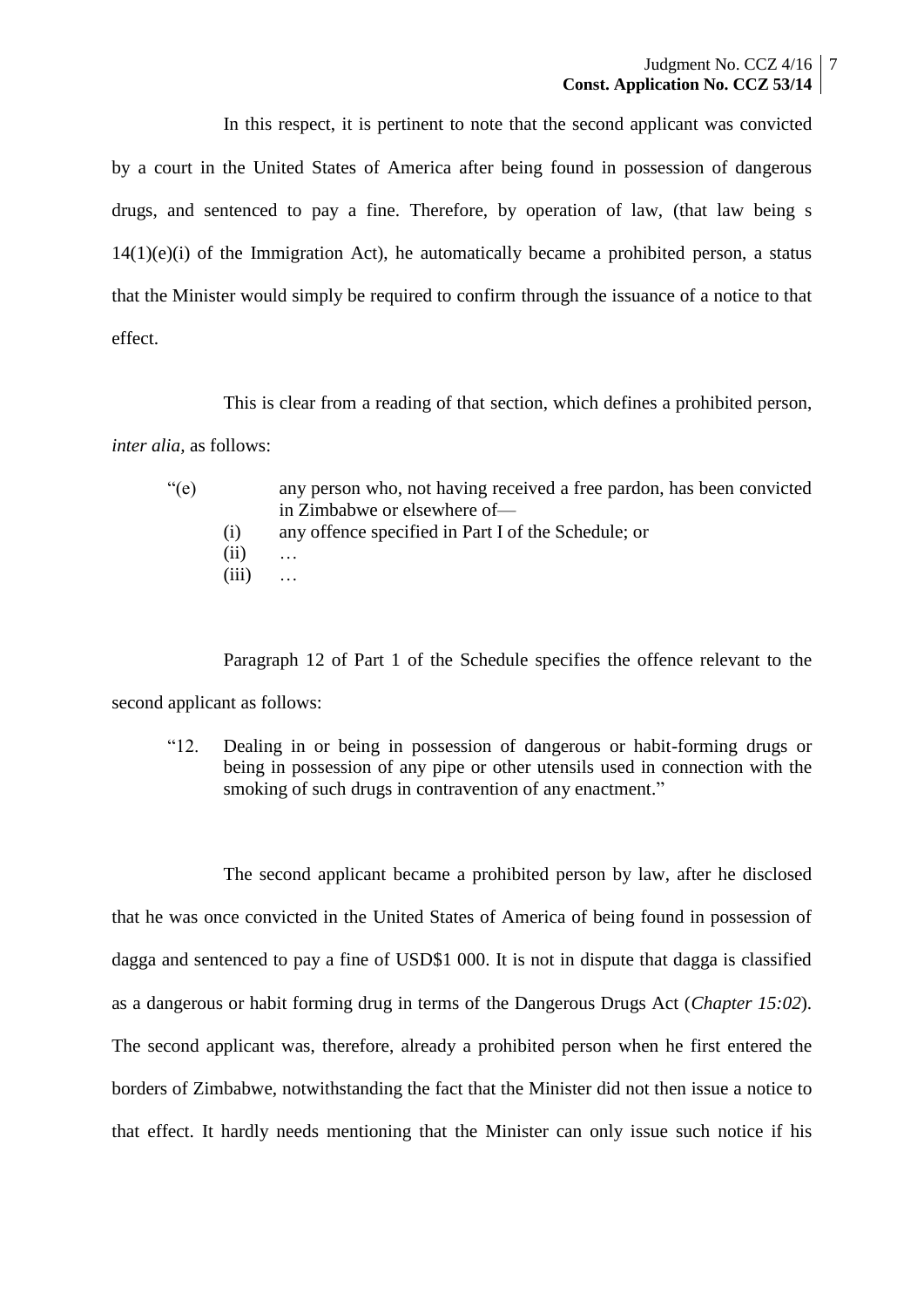In this respect, it is pertinent to note that the second applicant was convicted by a court in the United States of America after being found in possession of dangerous drugs, and sentenced to pay a fine. Therefore, by operation of law, (that law being s 14(1)(e)(i) of the Immigration Act), he automatically became a prohibited person, a status that the Minister would simply be required to confirm through the issuance of a notice to that effect.

This is clear from a reading of that section, which defines a prohibited person, *inter alia*, as follows:

> "(e) any person who, not having received a free pardon, has been convicted in Zimbabwe or elsewhere of—
> (i) any offence specified in Part I of the Schedule; or
> (ii) …
> (iii) …

Paragraph 12 of Part 1 of the Schedule specifies the offence relevant to the second applicant as follows:

> "12. Dealing in or being in possession of dangerous or habit-forming drugs or being in possession of any pipe or other utensils used in connection with the smoking of such drugs in contravention of any enactment."

The second applicant became a prohibited person by law, after he disclosed that he was once convicted in the United States of America of being found in possession of dagga and sentenced to pay a fine of USD$1 000. It is not in dispute that dagga is classified as a dangerous or habit forming drug in terms of the Dangerous Drugs Act (*Chapter 15:02*). The second applicant was, therefore, already a prohibited person when he first entered the borders of Zimbabwe, notwithstanding the fact that the Minister did not then issue a notice to that effect. It hardly needs mentioning that the Minister can only issue such notice if his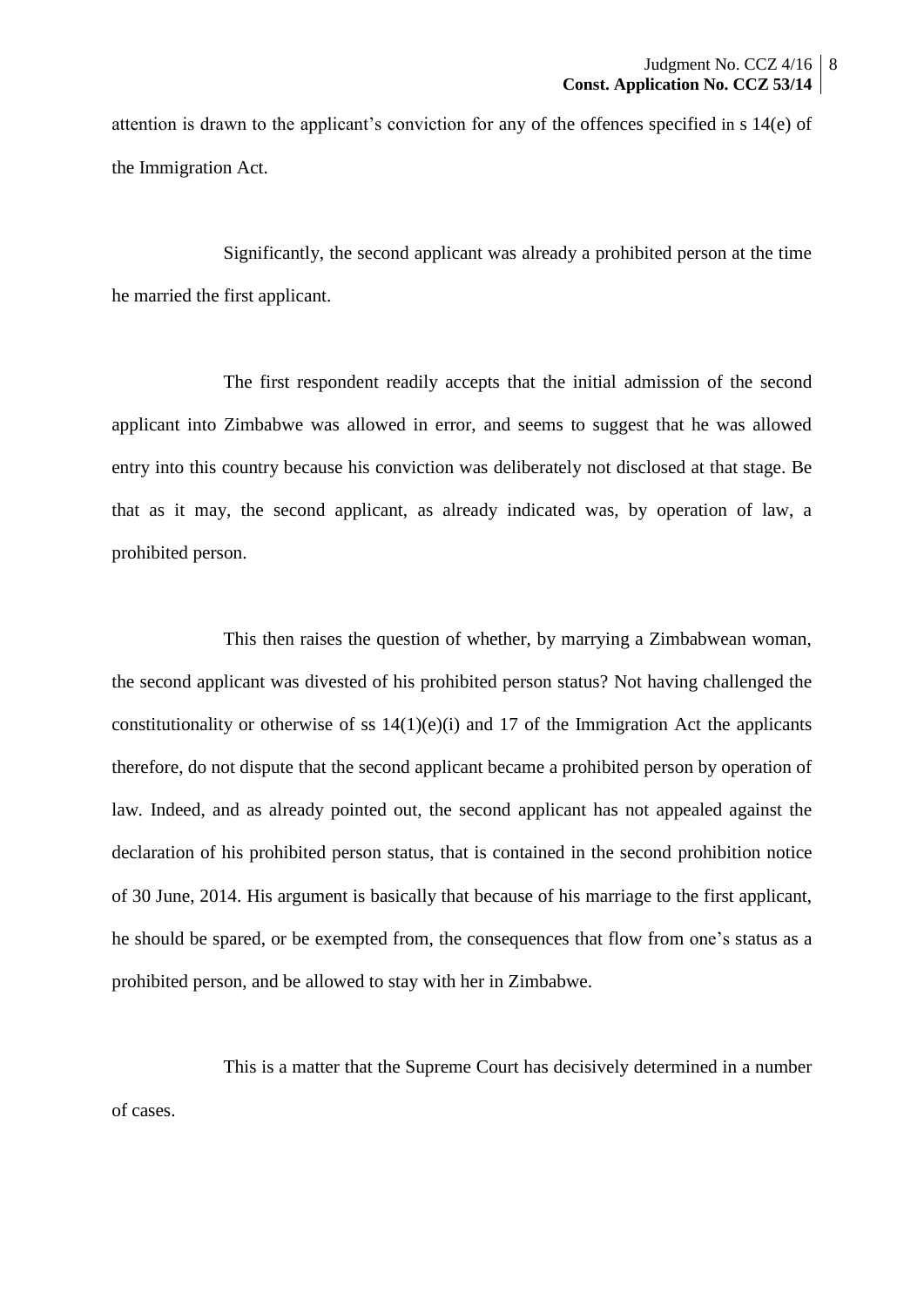attention is drawn to the applicant's conviction for any of the offences specified in s 14(e) of the Immigration Act.

Significantly, the second applicant was already a prohibited person at the time he married the first applicant.

The first respondent readily accepts that the initial admission of the second applicant into Zimbabwe was allowed in error, and seems to suggest that he was allowed entry into this country because his conviction was deliberately not disclosed at that stage. Be that as it may, the second applicant, as already indicated was, by operation of law, a prohibited person.

This then raises the question of whether, by marrying a Zimbabwean woman, the second applicant was divested of his prohibited person status? Not having challenged the constitutionality or otherwise of ss 14(1)(e)(i) and 17 of the Immigration Act the applicants therefore, do not dispute that the second applicant became a prohibited person by operation of law. Indeed, and as already pointed out, the second applicant has not appealed against the declaration of his prohibited person status, that is contained in the second prohibition notice of 30 June, 2014. His argument is basically that because of his marriage to the first applicant, he should be spared, or be exempted from, the consequences that flow from one's status as a prohibited person, and be allowed to stay with her in Zimbabwe.

This is a matter that the Supreme Court has decisively determined in a number of cases.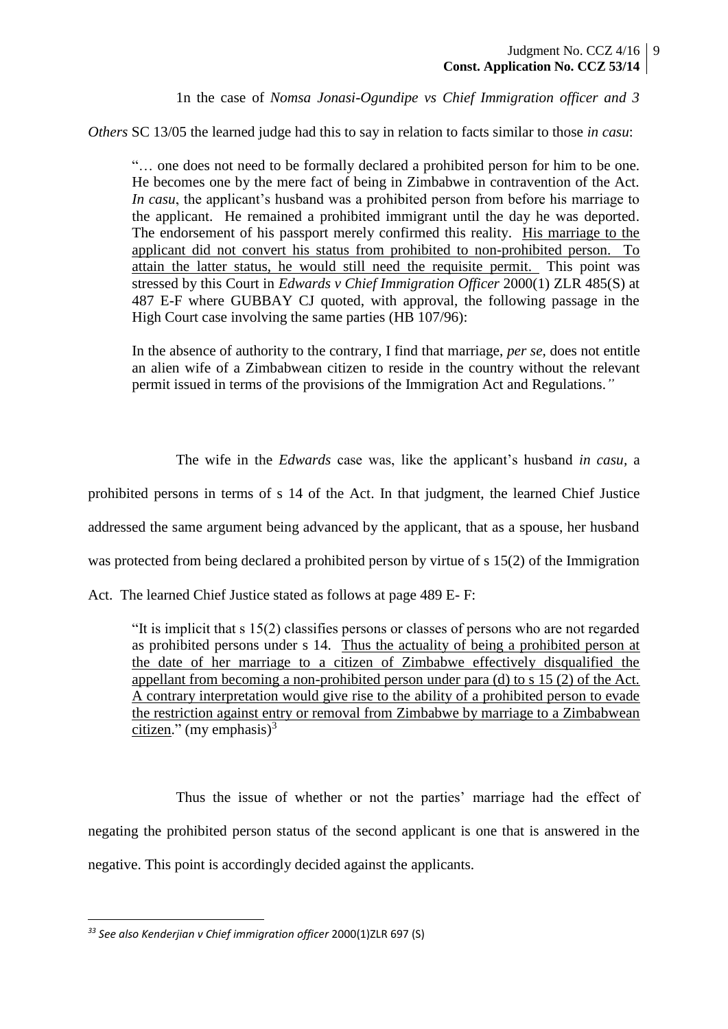1n the case of *Nomsa Jonasi-Ogundipe vs Chief Immigration officer and 3 Others* SC 13/05 the learned judge had this to say in relation to facts similar to those *in casu*:

> "… one does not need to be formally declared a prohibited person for him to be one. He becomes one by the mere fact of being in Zimbabwe in contravention of the Act. *In casu*, the applicant's husband was a prohibited person from before his marriage to the applicant. He remained a prohibited immigrant until the day he was deported. The endorsement of his passport merely confirmed this reality. <u>His marriage to the applicant did not convert his status from prohibited to non-prohibited person. To attain the latter status, he would still need the requisite permit.</u> This point was stressed by this Court in *Edwards v Chief Immigration Officer* 2000(1) ZLR 485(S) at 487 E-F where GUBBAY CJ quoted, with approval, the following passage in the High Court case involving the same parties (HB 107/96):
>
> In the absence of authority to the contrary, I find that marriage, *per se*, does not entitle an alien wife of a Zimbabwean citizen to reside in the country without the relevant permit issued in terms of the provisions of the Immigration Act and Regulations.*"*

The wife in the *Edwards* case was, like the applicant's husband *in casu*, a prohibited persons in terms of s 14 of the Act. In that judgment, the learned Chief Justice addressed the same argument being advanced by the applicant, that as a spouse, her husband was protected from being declared a prohibited person by virtue of s 15(2) of the Immigration Act. The learned Chief Justice stated as follows at page 489 E- F:

> "It is implicit that s 15(2) classifies persons or classes of persons who are not regarded as prohibited persons under s 14. <u>Thus the actuality of being a prohibited person at the date of her marriage to a citizen of Zimbabwe effectively disqualified the appellant from becoming a non-prohibited person under para (d) to s 15 (2) of the Act. A contrary interpretation would give rise to the ability of a prohibited person to evade the restriction against entry or removal from Zimbabwe by marriage to a Zimbabwean citizen</u>." (my emphasis)[3]

Thus the issue of whether or not the parties' marriage had the effect of negating the prohibited person status of the second applicant is one that is answered in the negative. This point is accordingly decided against the applicants.

---

[33] *See also Kenderjian v Chief immigration officer* 2000(1)ZLR 697 (S)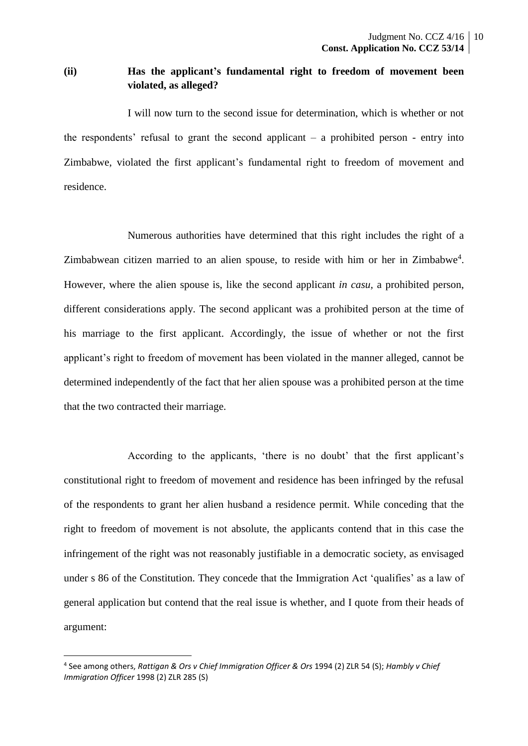**(ii) Has the applicant's fundamental right to freedom of movement been violated, as alleged?**

I will now turn to the second issue for determination, which is whether or not the respondents' refusal to grant the second applicant – a prohibited person - entry into Zimbabwe, violated the first applicant's fundamental right to freedom of movement and residence.

Numerous authorities have determined that this right includes the right of a Zimbabwean citizen married to an alien spouse, to reside with him or her in Zimbabwe[4]. However, where the alien spouse is, like the second applicant *in casu*, a prohibited person, different considerations apply. The second applicant was a prohibited person at the time of his marriage to the first applicant. Accordingly, the issue of whether or not the first applicant's right to freedom of movement has been violated in the manner alleged, cannot be determined independently of the fact that her alien spouse was a prohibited person at the time that the two contracted their marriage.

According to the applicants, 'there is no doubt' that the first applicant's constitutional right to freedom of movement and residence has been infringed by the refusal of the respondents to grant her alien husband a residence permit. While conceding that the right to freedom of movement is not absolute, the applicants contend that in this case the infringement of the right was not reasonably justifiable in a democratic society, as envisaged under s 86 of the Constitution. They concede that the Immigration Act 'qualifies' as a law of general application but contend that the real issue is whether, and I quote from their heads of argument:

---

[4] See among others, *Rattigan & Ors v Chief Immigration Officer & Ors* 1994 (2) ZLR 54 (S); *Hambly v Chief Immigration Officer* 1998 (2) ZLR 285 (S)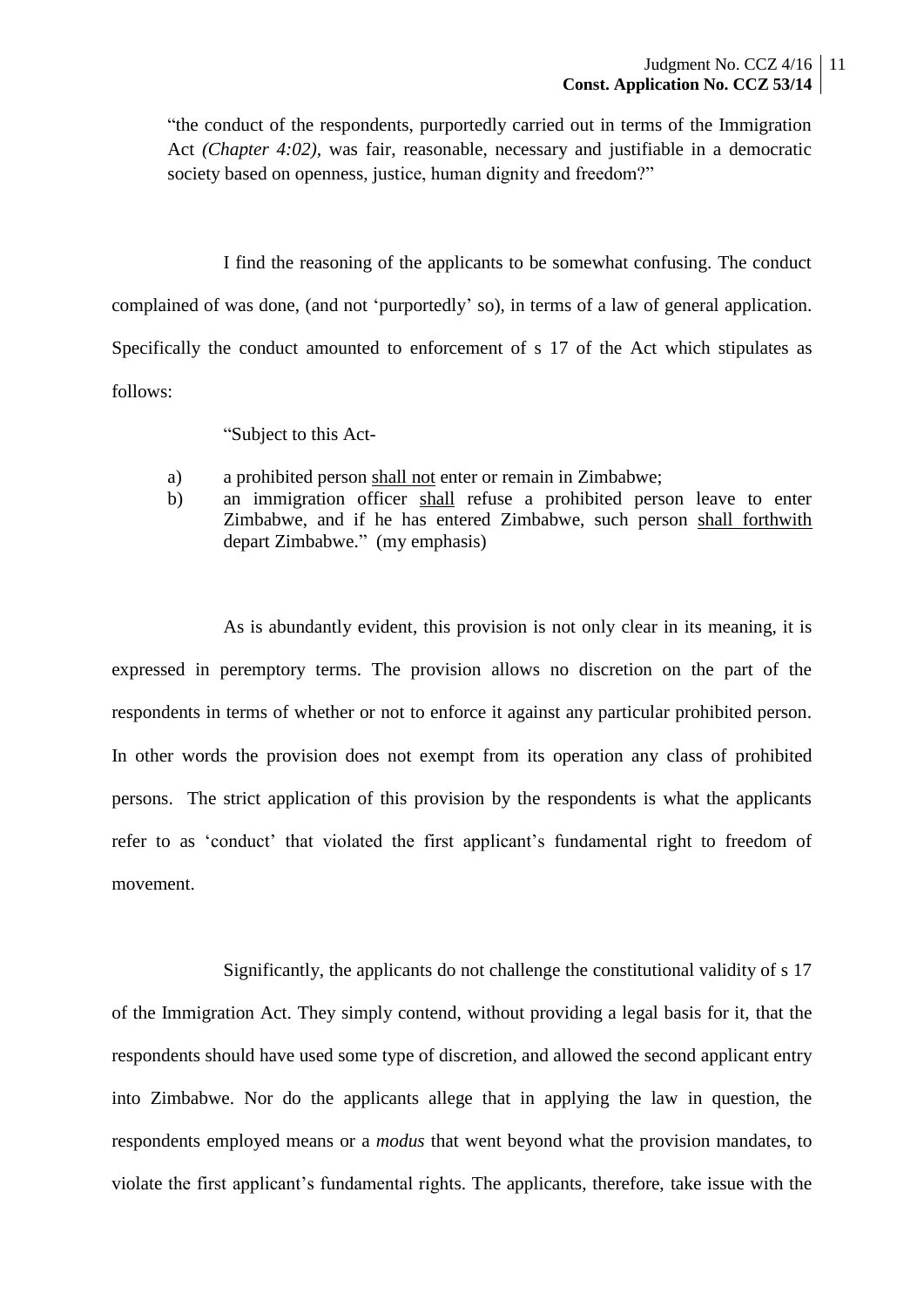> "the conduct of the respondents, purportedly carried out in terms of the Immigration Act *(Chapter 4:02)*, was fair, reasonable, necessary and justifiable in a democratic society based on openness, justice, human dignity and freedom?"

I find the reasoning of the applicants to be somewhat confusing. The conduct complained of was done, (and not 'purportedly' so), in terms of a law of general application. Specifically the conduct amounted to enforcement of s 17 of the Act which stipulates as follows:

> "Subject to this Act-
>
> a) a prohibited person <u>shall not</u> enter or remain in Zimbabwe;
> b) an immigration officer <u>shall</u> refuse a prohibited person leave to enter Zimbabwe, and if he has entered Zimbabwe, such person <u>shall forthwith</u> depart Zimbabwe." (my emphasis)

As is abundantly evident, this provision is not only clear in its meaning, it is expressed in peremptory terms. The provision allows no discretion on the part of the respondents in terms of whether or not to enforce it against any particular prohibited person. In other words the provision does not exempt from its operation any class of prohibited persons. The strict application of this provision by the respondents is what the applicants refer to as 'conduct' that violated the first applicant's fundamental right to freedom of movement.

Significantly, the applicants do not challenge the constitutional validity of s 17 of the Immigration Act. They simply contend, without providing a legal basis for it, that the respondents should have used some type of discretion, and allowed the second applicant entry into Zimbabwe. Nor do the applicants allege that in applying the law in question, the respondents employed means or a *modus* that went beyond what the provision mandates, to violate the first applicant's fundamental rights. The applicants, therefore, take issue with the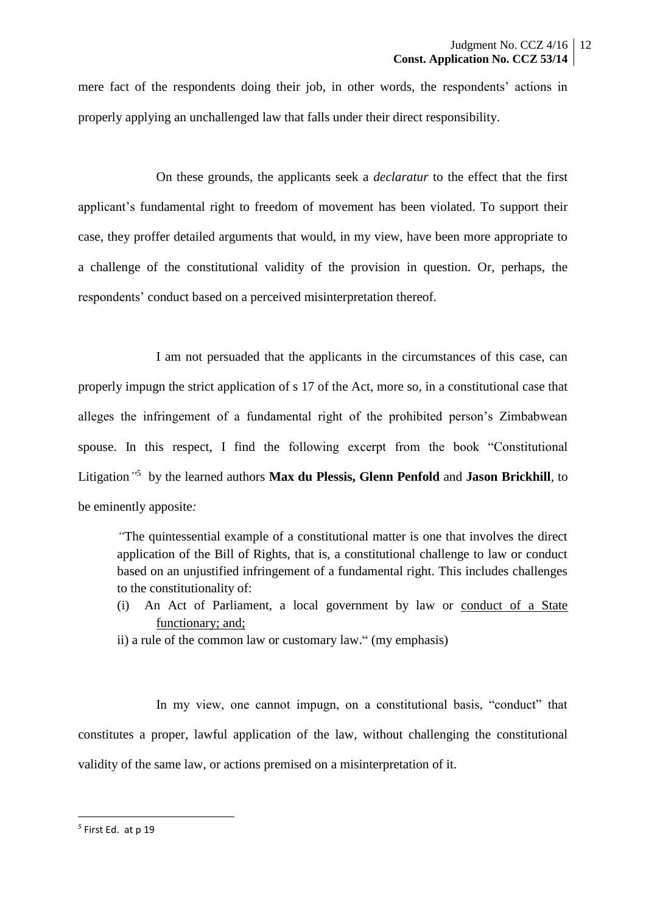mere fact of the respondents doing their job, in other words, the respondents' actions in properly applying an unchallenged law that falls under their direct responsibility.

On these grounds, the applicants seek a *declaratur* to the effect that the first applicant's fundamental right to freedom of movement has been violated. To support their case, they proffer detailed arguments that would, in my view, have been more appropriate to a challenge of the constitutional validity of the provision in question. Or, perhaps, the respondents' conduct based on a perceived misinterpretation thereof.

I am not persuaded that the applicants in the circumstances of this case, can properly impugn the strict application of s 17 of the Act, more so, in a constitutional case that alleges the infringement of a fundamental right of the prohibited person's Zimbabwean spouse. In this respect, I find the following excerpt from the book "Constitutional Litigation"[5] by the learned authors **Max du Plessis, Glenn Penfold** and **Jason Brickhill**, to be eminently apposite*:*

> "The quintessential example of a constitutional matter is one that involves the direct application of the Bill of Rights, that is, a constitutional challenge to law or conduct based on an unjustified infringement of a fundamental right. This includes challenges to the constitutionality of:
>
> (i) An Act of Parliament, a local government by law or <u>conduct of a State functionary; and;</u>
>
> ii) a rule of the common law or customary law." (my emphasis)

In my view, one cannot impugn, on a constitutional basis, "conduct" that constitutes a proper, lawful application of the law, without challenging the constitutional validity of the same law, or actions premised on a misinterpretation of it.

---

[5] First Ed. at p 19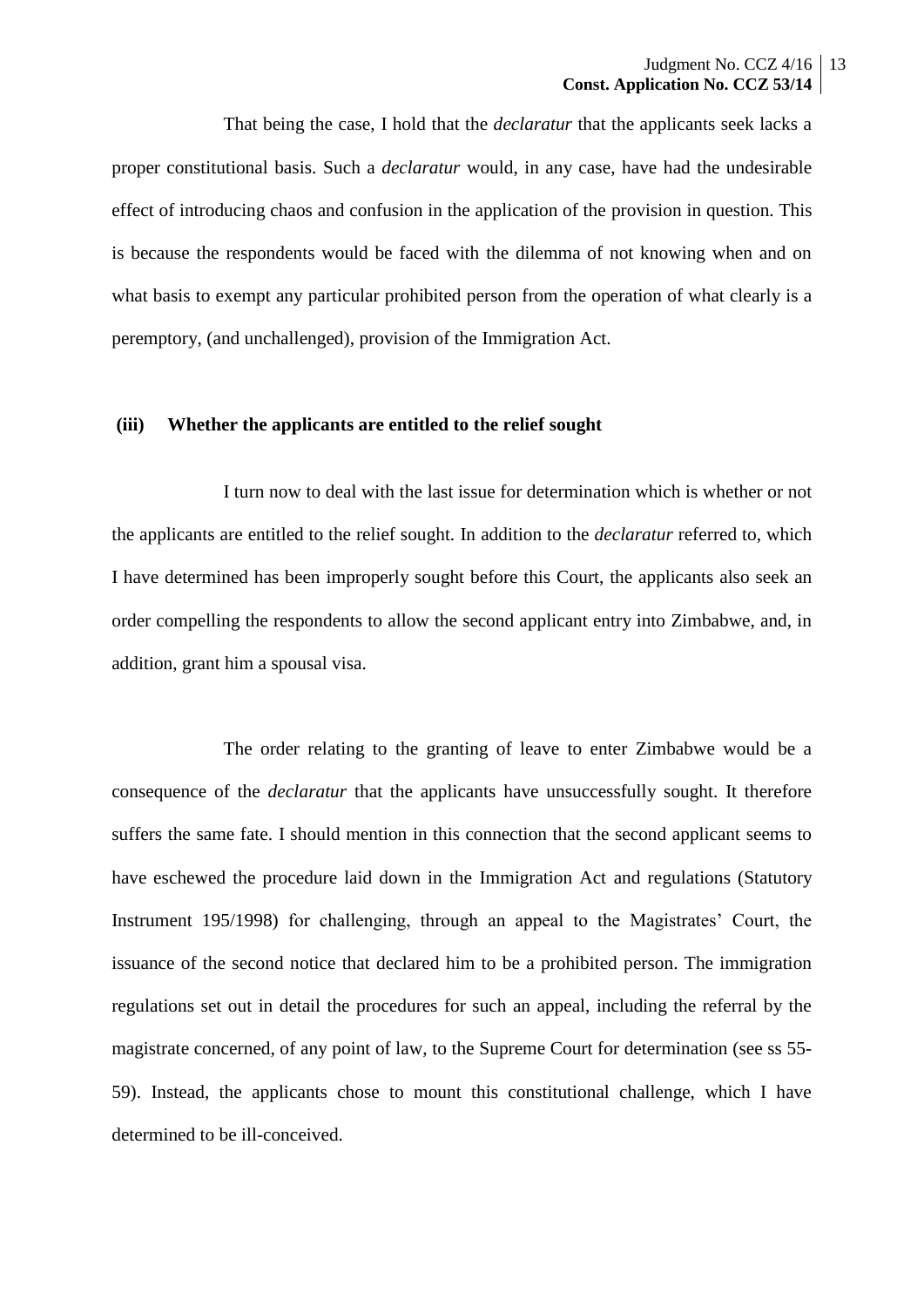That being the case, I hold that the *declaratur* that the applicants seek lacks a proper constitutional basis. Such a *declaratur* would, in any case, have had the undesirable effect of introducing chaos and confusion in the application of the provision in question. This is because the respondents would be faced with the dilemma of not knowing when and on what basis to exempt any particular prohibited person from the operation of what clearly is a peremptory, (and unchallenged), provision of the Immigration Act.

**(iii) Whether the applicants are entitled to the relief sought**

I turn now to deal with the last issue for determination which is whether or not the applicants are entitled to the relief sought. In addition to the *declaratur* referred to, which I have determined has been improperly sought before this Court, the applicants also seek an order compelling the respondents to allow the second applicant entry into Zimbabwe, and, in addition, grant him a spousal visa.

The order relating to the granting of leave to enter Zimbabwe would be a consequence of the *declaratur* that the applicants have unsuccessfully sought. It therefore suffers the same fate. I should mention in this connection that the second applicant seems to have eschewed the procedure laid down in the Immigration Act and regulations (Statutory Instrument 195/1998) for challenging, through an appeal to the Magistrates' Court, the issuance of the second notice that declared him to be a prohibited person. The immigration regulations set out in detail the procedures for such an appeal, including the referral by the magistrate concerned, of any point of law, to the Supreme Court for determination (see ss 55-59). Instead, the applicants chose to mount this constitutional challenge, which I have determined to be ill-conceived.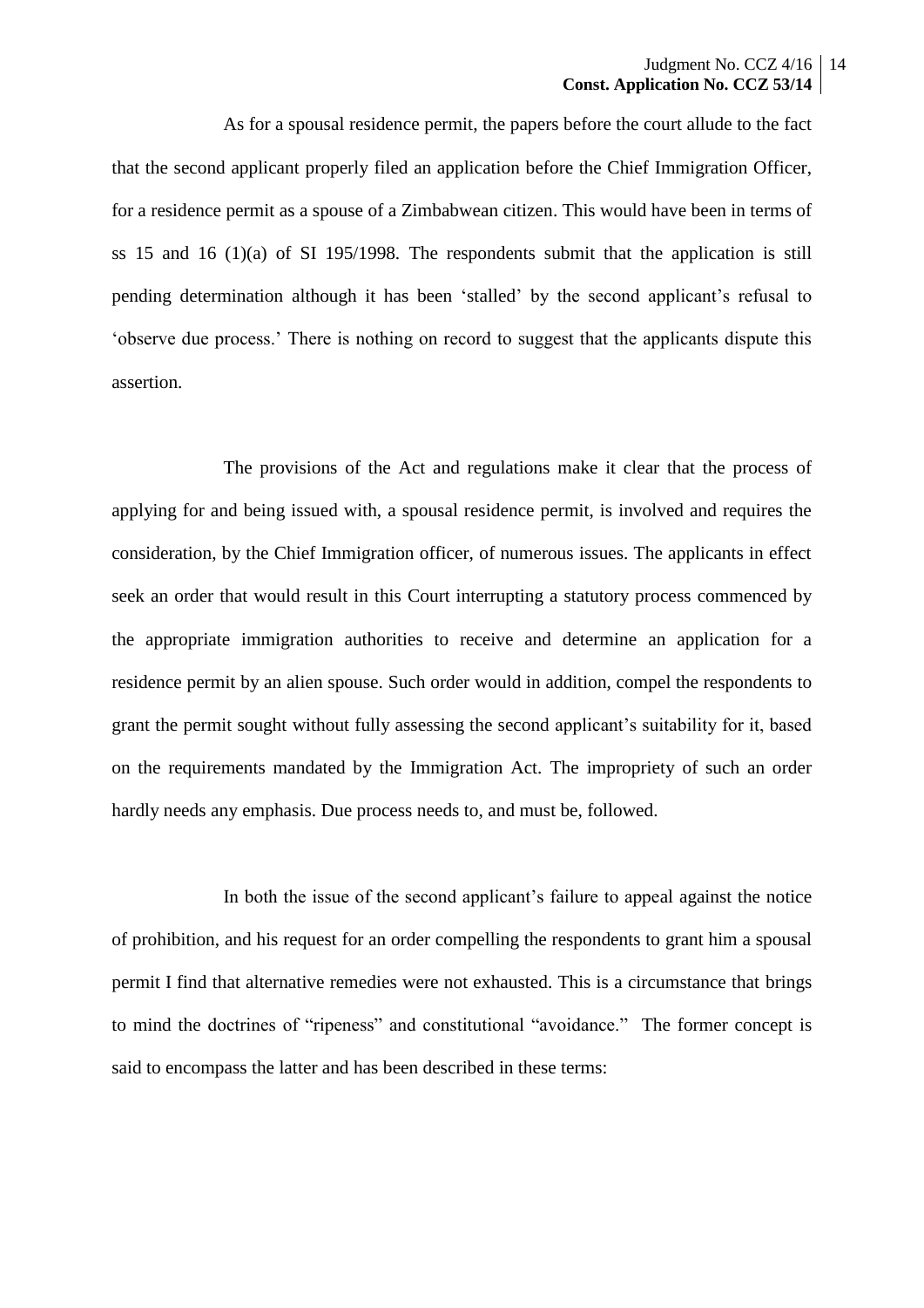As for a spousal residence permit, the papers before the court allude to the fact that the second applicant properly filed an application before the Chief Immigration Officer, for a residence permit as a spouse of a Zimbabwean citizen. This would have been in terms of ss 15 and 16 (1)(a) of SI 195/1998. The respondents submit that the application is still pending determination although it has been 'stalled' by the second applicant's refusal to 'observe due process.' There is nothing on record to suggest that the applicants dispute this assertion.

The provisions of the Act and regulations make it clear that the process of applying for and being issued with, a spousal residence permit, is involved and requires the consideration, by the Chief Immigration officer, of numerous issues. The applicants in effect seek an order that would result in this Court interrupting a statutory process commenced by the appropriate immigration authorities to receive and determine an application for a residence permit by an alien spouse. Such order would in addition, compel the respondents to grant the permit sought without fully assessing the second applicant's suitability for it, based on the requirements mandated by the Immigration Act. The impropriety of such an order hardly needs any emphasis. Due process needs to, and must be, followed.

In both the issue of the second applicant's failure to appeal against the notice of prohibition, and his request for an order compelling the respondents to grant him a spousal permit I find that alternative remedies were not exhausted. This is a circumstance that brings to mind the doctrines of "ripeness" and constitutional "avoidance." The former concept is said to encompass the latter and has been described in these terms: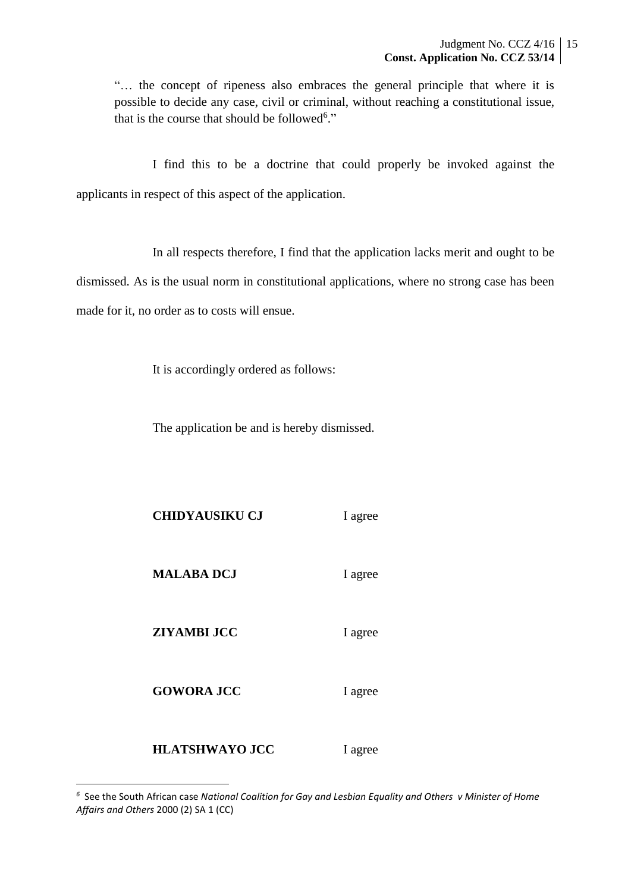"… the concept of ripeness also embraces the general principle that where it is possible to decide any case, civil or criminal, without reaching a constitutional issue, that is the course that should be followed[6]."

I find this to be a doctrine that could properly be invoked against the applicants in respect of this aspect of the application.

In all respects therefore, I find that the application lacks merit and ought to be dismissed. As is the usual norm in constitutional applications, where no strong case has been made for it, no order as to costs will ensue.

It is accordingly ordered as follows:

The application be and is hereby dismissed.

**CHIDYAUSIKU CJ** I agree

**MALABA DCJ** I agree

**ZIYAMBI JCC** I agree

**GOWORA JCC** I agree

**HLATSHWAYO JCC** I agree

---

[6] See the South African case *National Coalition for Gay and Lesbian Equality and Others v Minister of Home Affairs and Others* 2000 (2) SA 1 (CC)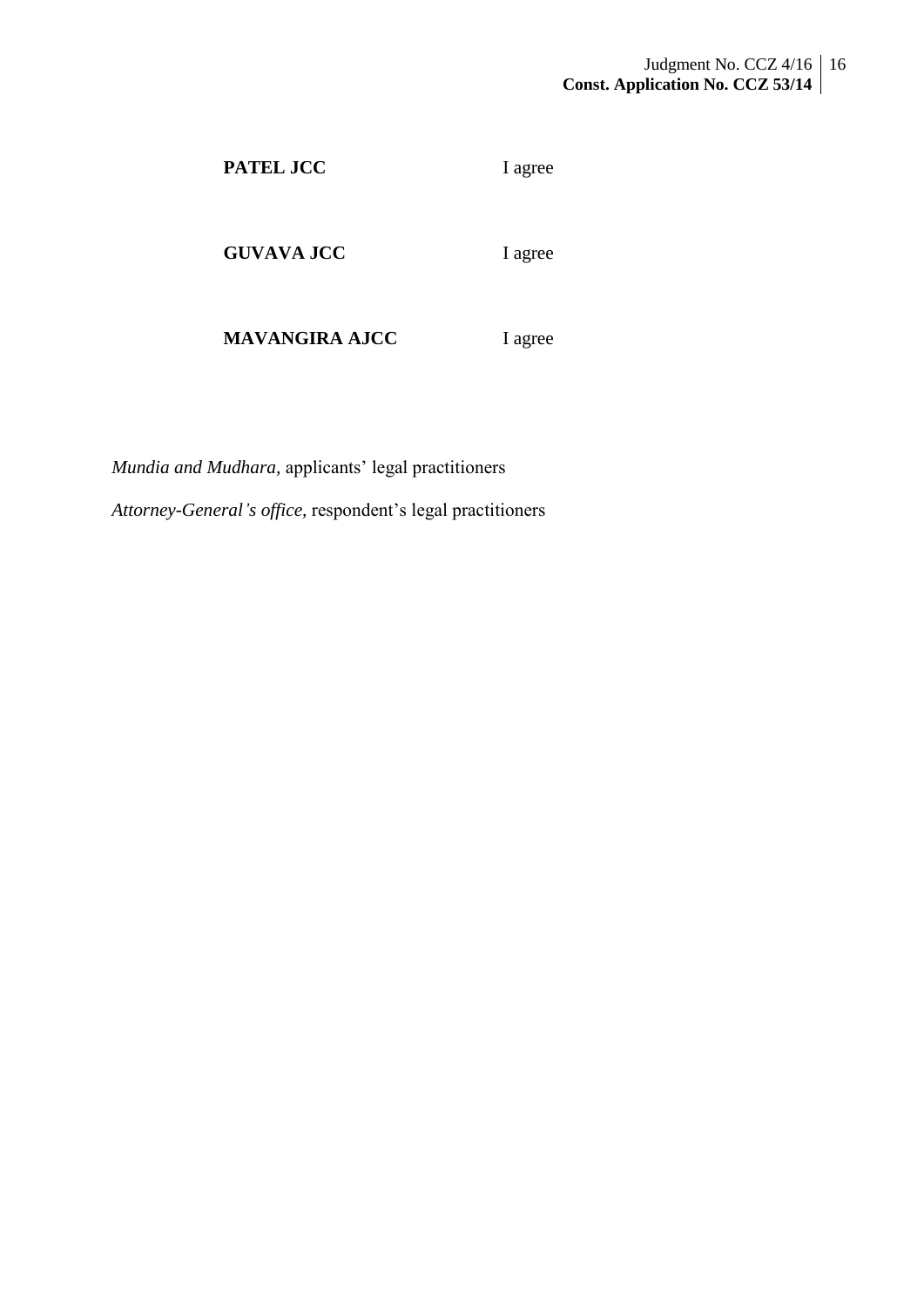**PATEL JCC** I agree

**GUVAVA JCC** I agree

**MAVANGIRA AJCC** I agree

*Mundia and Mudhara*, applicants' legal practitioners

*Attorney-General's office*, respondent's legal practitioners